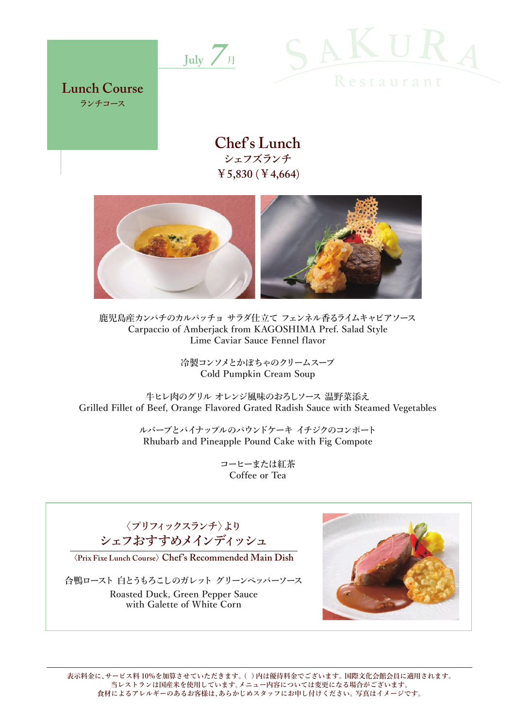July 7月

SAKURA Restaurant

# Lunch Course
ランチコース

## Chef's Lunch
シェフズランチ

¥5,830 (¥4,664)

鹿児島産カンパチのカルパッチョ サラダ仕立て フェンネル香るライムキャビアソース
Carpaccio of Amberjack from KAGOSHIMA Pref. Salad Style
Lime Caviar Sauce Fennel flavor

冷製コンソメとかぼちゃのクリームスープ
Cold Pumpkin Cream Soup

牛ヒレ肉のグリル オレンジ風味のおろしソース 温野菜添え
Grilled Fillet of Beef, Orange Flavored Grated Radish Sauce with Steamed Vegetables

ルバーブとパイナップルのパウンドケーキ イチジクのコンポート
Rhubarb and Pineapple Pound Cake with Fig Compote

コーヒーまたは紅茶
Coffee or Tea

〈プリフィックスランチ〉より
### シェフおすすめメインディッシュ
〈Prix Fixe Lunch Course〉 Chef's Recommended Main Dish

合鴨ロースト 白とうもろこしのガレット グリーンペッパーソース
Roasted Duck, Green Pepper Sauce
with Galette of White Corn

表示料金に、サービス料10%を加算させていただきます。( )内は優待料金でございます。国際文化会館会員に適用されます。
当レストランは国産米を使用しています。メニュー内容については変更になる場合がございます。
食材によるアレルギーのあるお客様は、あらかじめスタッフにお申し付けください。写真はイメージです。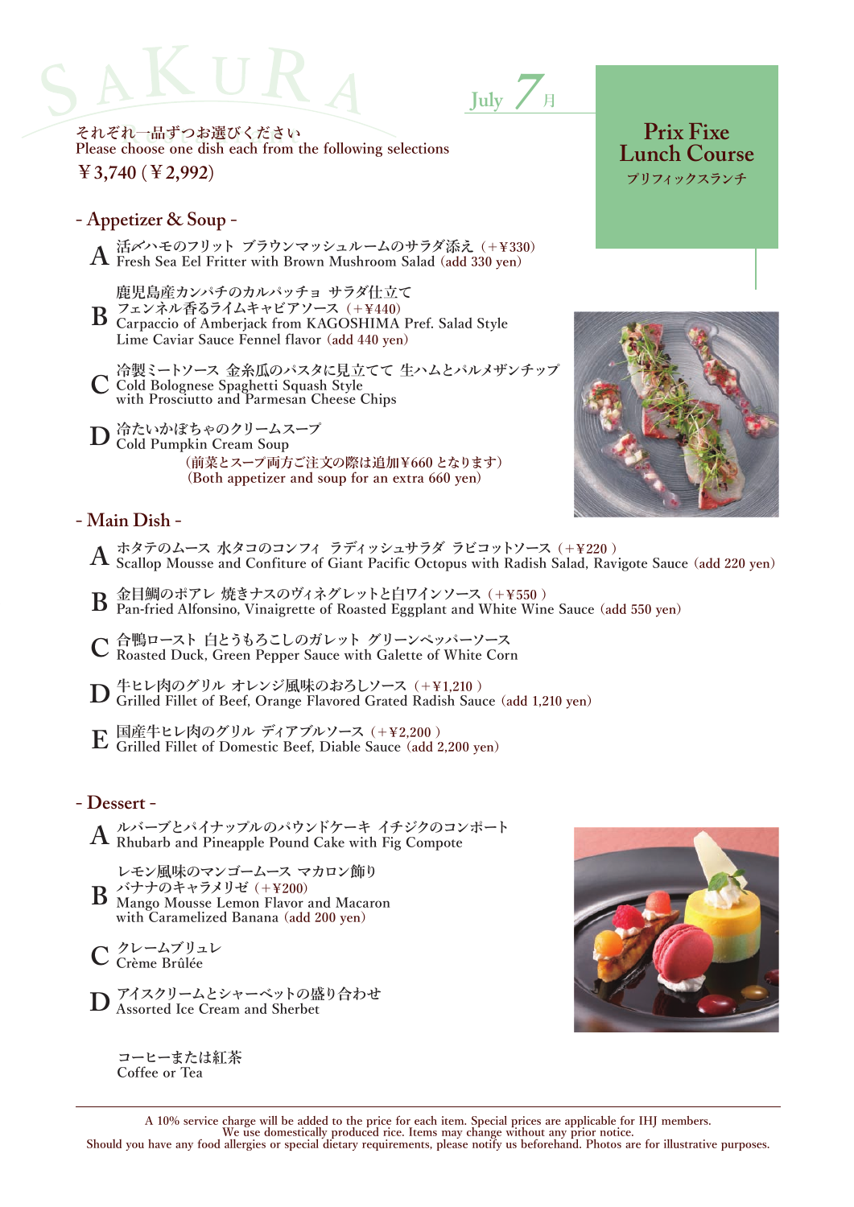SAKURA

July 7月

# Prix Fixe Lunch Course

プリフィックスランチ

それぞれ一品ずつお選びください
Please choose one dish each from the following selections

¥3,740 (¥2,992)

## - Appetizer & Soup -

**A** 活〆ハモのフリット ブラウンマッシュルームのサラダ添え（+¥330）
Fresh Sea Eel Fritter with Brown Mushroom Salad (add 330 yen)

**B** 鹿児島産カンパチのカルパッチョ サラダ仕立て
フェンネル香るライムキャビアソース（+¥440）
Carpaccio of Amberjack from KAGOSHIMA Pref. Salad Style
Lime Caviar Sauce Fennel flavor (add 440 yen)

**C** 冷製ミートソース 金糸瓜のパスタに見立てて 生ハムとパルメザンチップ
Cold Bolognese Spaghetti Squash Style
with Prosciutto and Parmesan Cheese Chips

**D** 冷たいかぼちゃのクリームスープ
Cold Pumpkin Cream Soup

（前菜とスープ両方ご注文の際は追加¥660 となります）
(Both appetizer and soup for an extra 660 yen)

## - Main Dish -

**A** ホタテのムース 水タコのコンフィ ラディッシュサラダ ラビコットソース（+¥220）
Scallop Mousse and Confiture of Giant Pacific Octopus with Radish Salad, Ravigote Sauce (add 220 yen)

**B** 金目鯛のポアレ 焼きナスのヴィネグレットと白ワインソース（+¥550）
Pan-fried Alfonsino, Vinaigrette of Roasted Eggplant and White Wine Sauce (add 550 yen)

**C** 合鴨ロースト 白とうもろこしのガレット グリーンペッパーソース
Roasted Duck, Green Pepper Sauce with Galette of White Corn

**D** 牛ヒレ肉のグリル オレンジ風味のおろしソース（+¥1,210）
Grilled Fillet of Beef, Orange Flavored Grated Radish Sauce (add 1,210 yen)

**E** 国産牛ヒレ肉のグリル ディアブルソース（+¥2,200）
Grilled Fillet of Domestic Beef, Diable Sauce (add 2,200 yen)

## - Dessert -

**A** ルバーブとパイナップルのパウンドケーキ イチジクのコンポート
Rhubarb and Pineapple Pound Cake with Fig Compote

**B** レモン風味のマンゴームース マカロン飾り
バナナのキャラメリゼ（+¥200）
Mango Mousse Lemon Flavor and Macaron
with Caramelized Banana (add 200 yen)

**C** クレームブリュレ
Crème Brûlée

**D** アイスクリームとシャーベットの盛り合わせ
Assorted Ice Cream and Sherbet

コーヒーまたは紅茶
Coffee or Tea

---

A 10% service charge will be added to the price for each item. Special prices are applicable for IHJ members.
We use domestically produced rice. Items may change without any prior notice.
Should you have any food allergies or special dietary requirements, please notify us beforehand. Photos are for illustrative purposes.